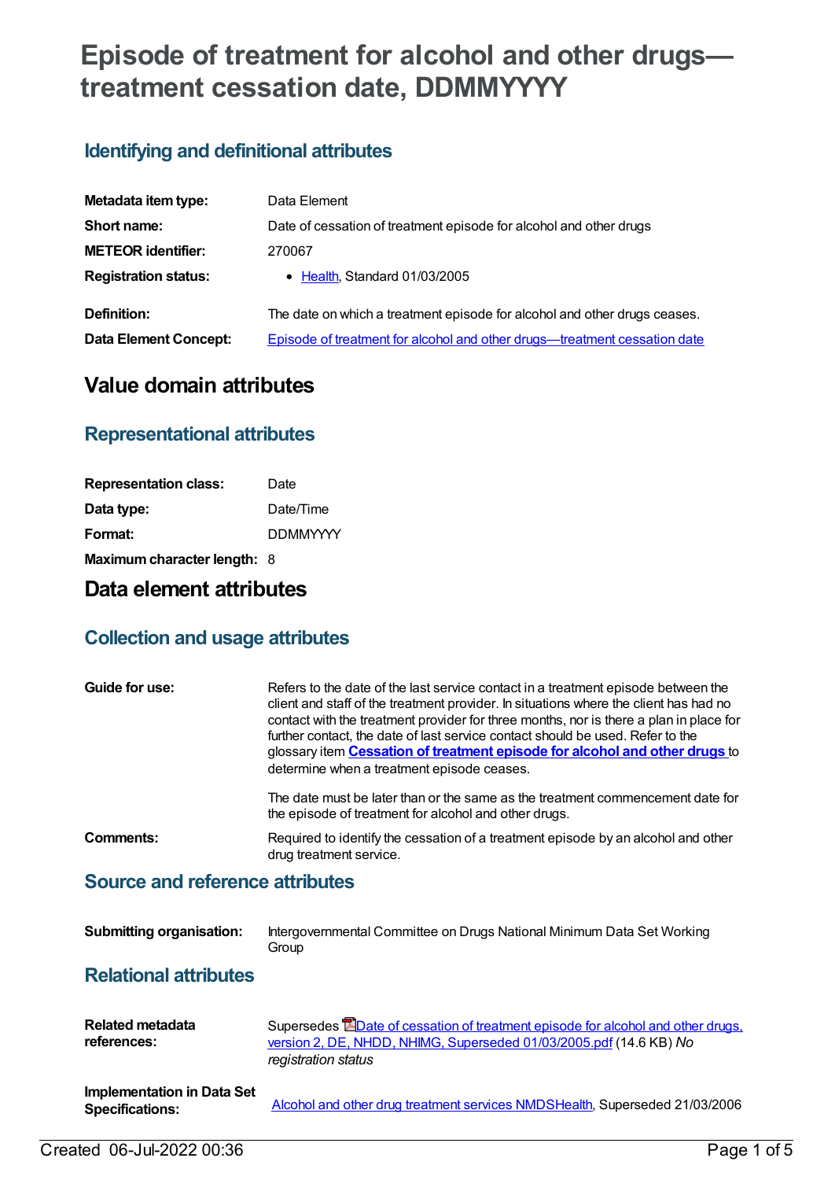# Episode of treatment for alcohol and other drugs—treatment cessation date, DDMMYYYY

## Identifying and definitional attributes

| | |
|---|---|
| **Metadata item type:** | Data Element |
| **Short name:** | Date of cessation of treatment episode for alcohol and other drugs |
| **METEOR identifier:** | 270067 |
| **Registration status:** | • Health, Standard 01/03/2005 |
| **Definition:** | The date on which a treatment episode for alcohol and other drugs ceases. |
| **Data Element Concept:** | Episode of treatment for alcohol and other drugs—treatment cessation date |

# Value domain attributes

## Representational attributes

| | |
|---|---|
| **Representation class:** | Date |
| **Data type:** | Date/Time |
| **Format:** | DDMMYYYY |
| **Maximum character length:** | 8 |

# Data element attributes

## Collection and usage attributes

| | |
|---|---|
| **Guide for use:** | Refers to the date of the last service contact in a treatment episode between the client and staff of the treatment provider. In situations where the client has had no contact with the treatment provider for three months, nor is there a plan in place for further contact, the date of last service contact should be used. Refer to the glossary item **Cessation of treatment episode for alcohol and other drugs** to determine when a treatment episode ceases.<br><br>The date must be later than or the same as the treatment commencement date for the episode of treatment for alcohol and other drugs. |
| **Comments:** | Required to identify the cessation of a treatment episode by an alcohol and other drug treatment service. |

## Source and reference attributes

| | |
|---|---|
| **Submitting organisation:** | Intergovernmental Committee on Drugs National Minimum Data Set Working Group |

## Relational attributes

| | |
|---|---|
| **Related metadata references:** | Supersedes Date of cessation of treatment episode for alcohol and other drugs, version 2, DE, NHDD, NHIMG, Superseded 01/03/2005.pdf (14.6 KB) *No registration status* |
| **Implementation in Data Set Specifications:** | Alcohol and other drug treatment services NMDSHealth, Superseded 21/03/2006 |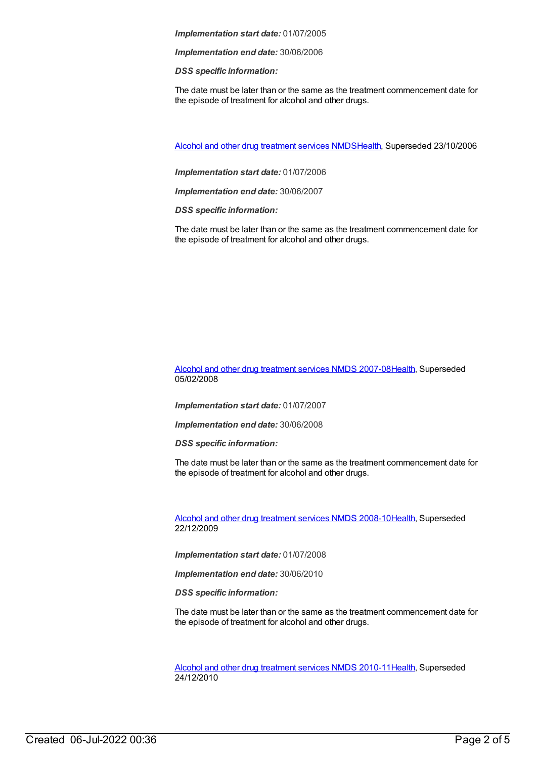***Implementation start date:*** 01/07/2005

***Implementation end date:*** 30/06/2006

***DSS specific information:***

The date must be later than or the same as the treatment commencement date for the episode of treatment for alcohol and other drugs.

Alcohol and other drug treatment services NMDSHealth, Superseded 23/10/2006

***Implementation start date:*** 01/07/2006

***Implementation end date:*** 30/06/2007

***DSS specific information:***

The date must be later than or the same as the treatment commencement date for the episode of treatment for alcohol and other drugs.

Alcohol and other drug treatment services NMDS 2007-08Health, Superseded 05/02/2008

***Implementation start date:*** 01/07/2007

***Implementation end date:*** 30/06/2008

***DSS specific information:***

The date must be later than or the same as the treatment commencement date for the episode of treatment for alcohol and other drugs.

Alcohol and other drug treatment services NMDS 2008-10Health, Superseded 22/12/2009

***Implementation start date:*** 01/07/2008

***Implementation end date:*** 30/06/2010

***DSS specific information:***

The date must be later than or the same as the treatment commencement date for the episode of treatment for alcohol and other drugs.

Alcohol and other drug treatment services NMDS 2010-11Health, Superseded 24/12/2010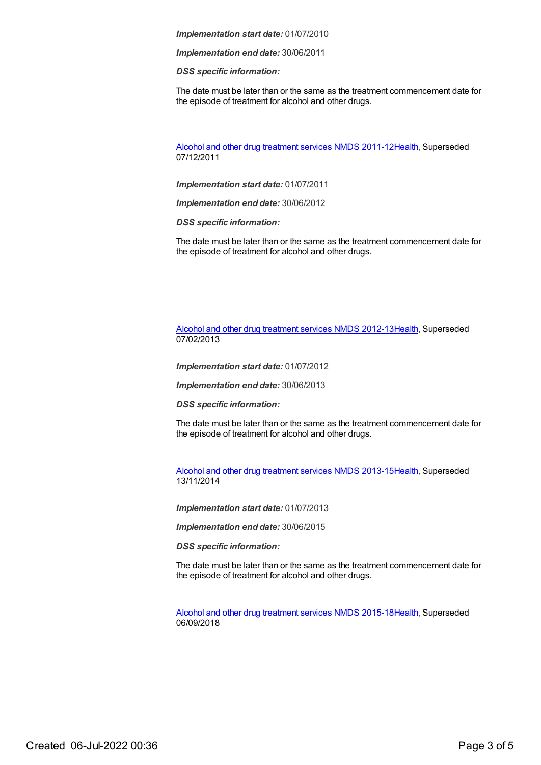*Implementation start date:* 01/07/2010

*Implementation end date:* 30/06/2011

*DSS specific information:*

The date must be later than or the same as the treatment commencement date for the episode of treatment for alcohol and other drugs.

Alcohol and other drug treatment services NMDS 2011-12Health, Superseded 07/12/2011

*Implementation start date:* 01/07/2011

*Implementation end date:* 30/06/2012

*DSS specific information:*

The date must be later than or the same as the treatment commencement date for the episode of treatment for alcohol and other drugs.

Alcohol and other drug treatment services NMDS 2012-13Health, Superseded 07/02/2013

*Implementation start date:* 01/07/2012

*Implementation end date:* 30/06/2013

*DSS specific information:*

The date must be later than or the same as the treatment commencement date for the episode of treatment for alcohol and other drugs.

Alcohol and other drug treatment services NMDS 2013-15Health, Superseded 13/11/2014

*Implementation start date:* 01/07/2013

*Implementation end date:* 30/06/2015

*DSS specific information:*

The date must be later than or the same as the treatment commencement date for the episode of treatment for alcohol and other drugs.

Alcohol and other drug treatment services NMDS 2015-18Health, Superseded 06/09/2018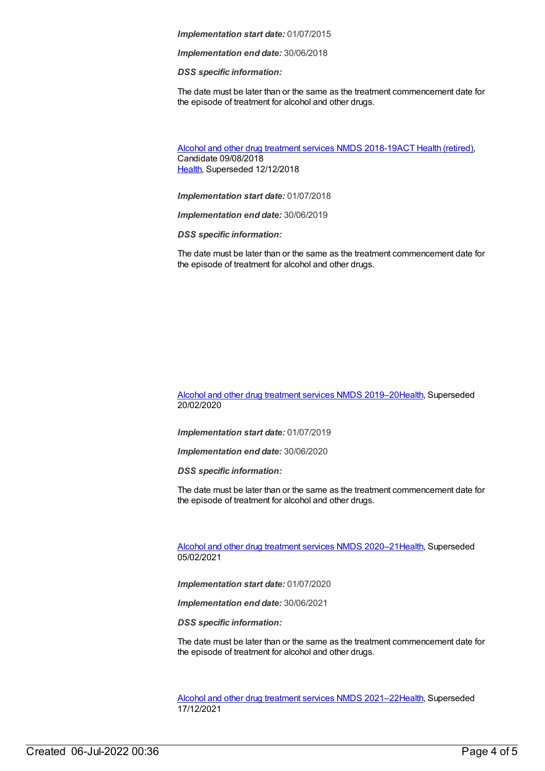***Implementation start date:*** 01/07/2015

***Implementation end date:*** 30/06/2018

***DSS specific information:***

The date must be later than or the same as the treatment commencement date for the episode of treatment for alcohol and other drugs.

Alcohol and other drug treatment services NMDS 2018-19ACT Health (retired), Candidate 09/08/2018
Health, Superseded 12/12/2018

***Implementation start date:*** 01/07/2018

***Implementation end date:*** 30/06/2019

***DSS specific information:***

The date must be later than or the same as the treatment commencement date for the episode of treatment for alcohol and other drugs.

Alcohol and other drug treatment services NMDS 2019–20Health, Superseded 20/02/2020

***Implementation start date:*** 01/07/2019

***Implementation end date:*** 30/06/2020

***DSS specific information:***

The date must be later than or the same as the treatment commencement date for the episode of treatment for alcohol and other drugs.

Alcohol and other drug treatment services NMDS 2020–21Health, Superseded 05/02/2021

***Implementation start date:*** 01/07/2020

***Implementation end date:*** 30/06/2021

***DSS specific information:***

The date must be later than or the same as the treatment commencement date for the episode of treatment for alcohol and other drugs.

Alcohol and other drug treatment services NMDS 2021–22Health, Superseded 17/12/2021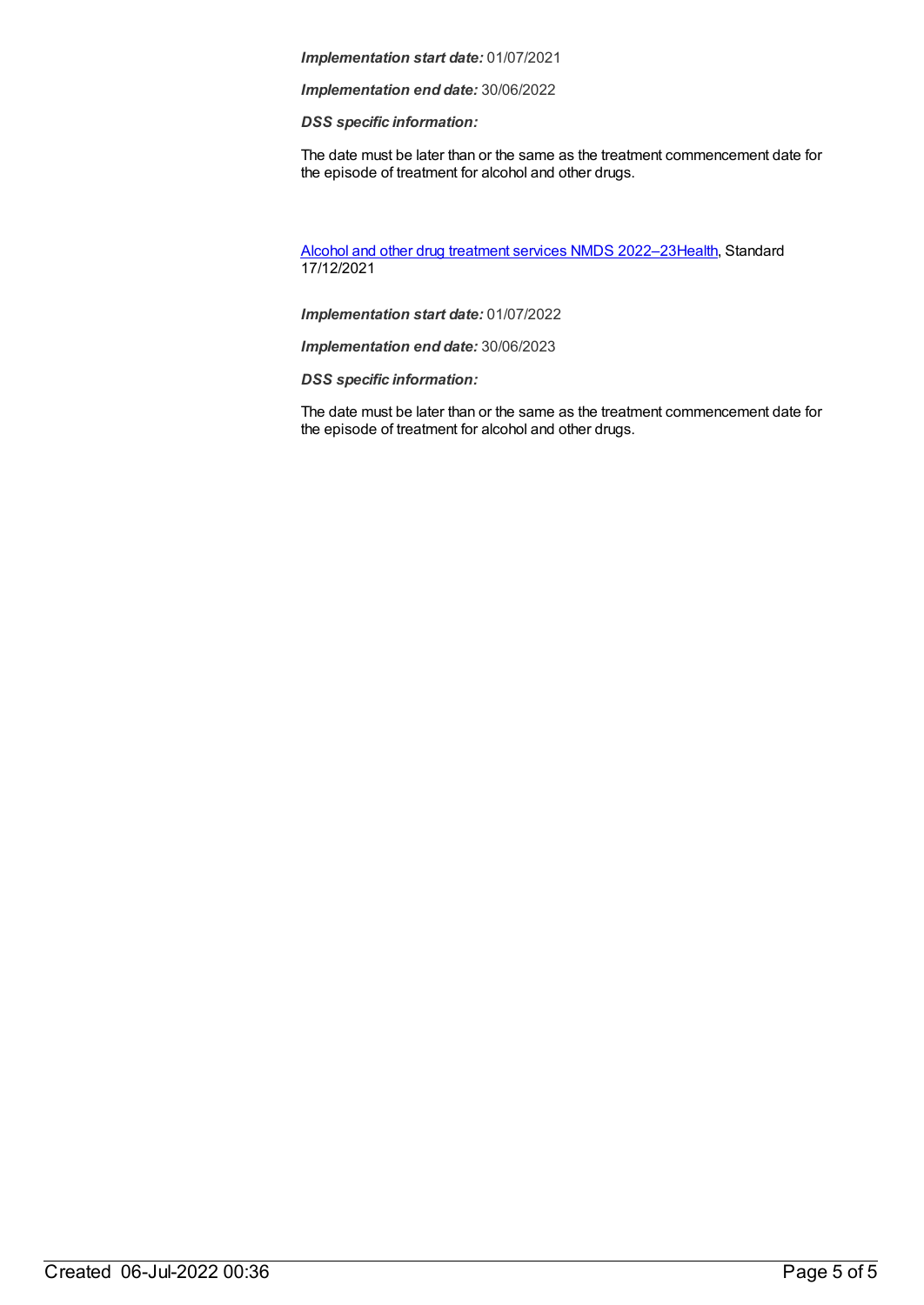***Implementation start date:*** 01/07/2021

***Implementation end date:*** 30/06/2022

***DSS specific information:***

The date must be later than or the same as the treatment commencement date for the episode of treatment for alcohol and other drugs.

Alcohol and other drug treatment services NMDS 2022–23Health, Standard 17/12/2021

***Implementation start date:*** 01/07/2022

***Implementation end date:*** 30/06/2023

***DSS specific information:***

The date must be later than or the same as the treatment commencement date for the episode of treatment for alcohol and other drugs.